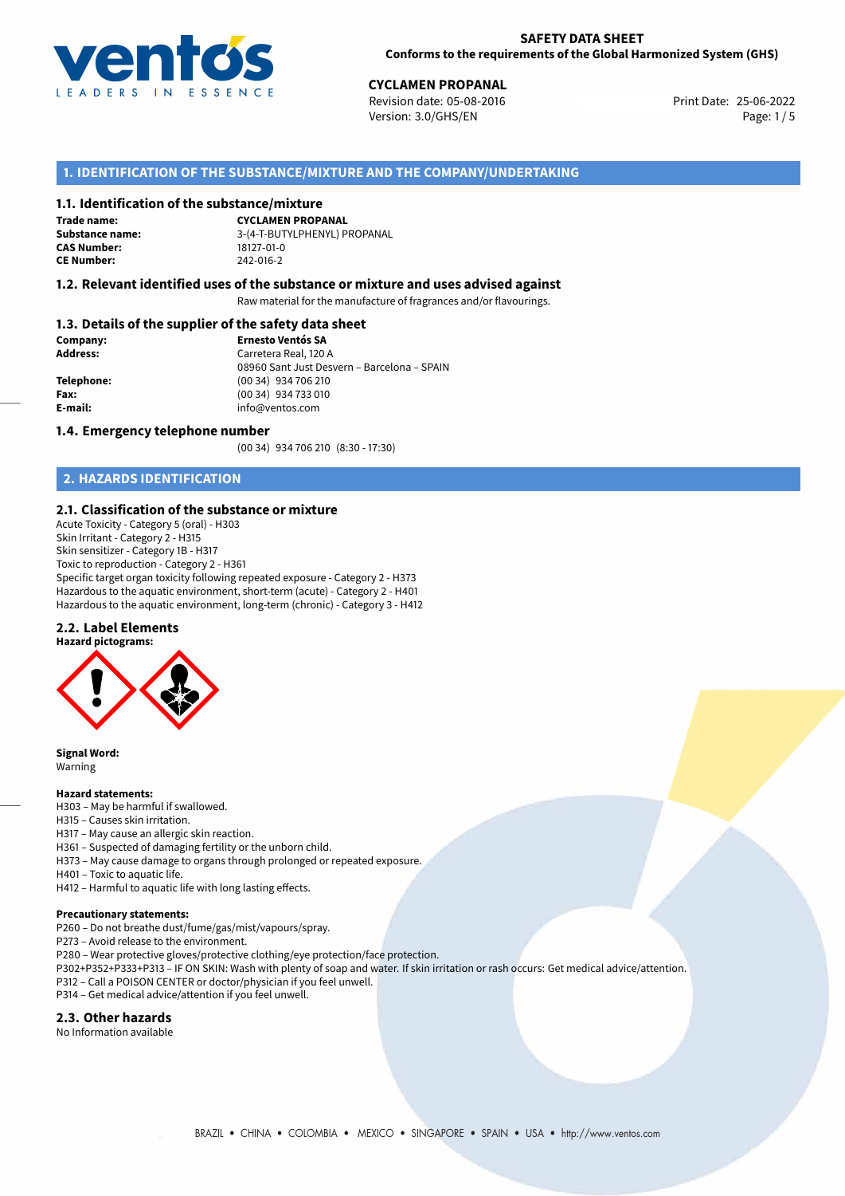# SAFETY DATA SHEET
**Conforms to the requirements of the Global Harmonized System (GHS)**

**CYCLAMEN PROPANAL**
Revision date: 05-08-2016
Version: 3.0/GHS/EN
Print Date: 25-06-2022

## 1. IDENTIFICATION OF THE SUBSTANCE/MIXTURE AND THE COMPANY/UNDERTAKING

### 1.1. Identification of the substance/mixture

**Trade name:** CYCLAMEN PROPANAL
**Substance name:** 3-(4-T-BUTYLPHENYL) PROPANAL
**CAS Number:** 18127-01-0
**CE Number:** 242-016-2

### 1.2. Relevant identified uses of the substance or mixture and uses advised against

Raw material for the manufacture of fragrances and/or flavourings.

### 1.3. Details of the supplier of the safety data sheet

**Company:** Ernesto Ventós SA
**Address:** Carretera Real, 120 A
08960 Sant Just Desvern – Barcelona – SPAIN
**Telephone:** (00 34) 934 706 210
**Fax:** (00 34) 934 733 010
**E-mail:** info@ventos.com

### 1.4. Emergency telephone number

(00 34) 934 706 210 (8:30 - 17:30)

## 2. HAZARDS IDENTIFICATION

### 2.1. Classification of the substance or mixture

Acute Toxicity - Category 5 (oral) - H303
Skin Irritant - Category 2 - H315
Skin sensitizer - Category 1B - H317
Toxic to reproduction - Category 2 - H361
Specific target organ toxicity following repeated exposure - Category 2 - H373
Hazardous to the aquatic environment, short-term (acute) - Category 2 - H401
Hazardous to the aquatic environment, long-term (chronic) - Category 3 - H412

### 2.2. Label Elements

**Hazard pictograms:**

**Signal Word:**
Warning

**Hazard statements:**
H303 – May be harmful if swallowed.
H315 – Causes skin irritation.
H317 – May cause an allergic skin reaction.
H361 – Suspected of damaging fertility or the unborn child.
H373 – May cause damage to organs through prolonged or repeated exposure.
H401 – Toxic to aquatic life.
H412 – Harmful to aquatic life with long lasting effects.

**Precautionary statements:**
P260 – Do not breathe dust/fume/gas/mist/vapours/spray.
P273 – Avoid release to the environment.
P280 – Wear protective gloves/protective clothing/eye protection/face protection.
P302+P352+P333+P313 – IF ON SKIN: Wash with plenty of soap and water. If skin irritation or rash occurs: Get medical advice/attention.
P312 – Call a POISON CENTER or doctor/physician if you feel unwell.
P314 – Get medical advice/attention if you feel unwell.

### 2.3. Other hazards

No Information available

BRAZIL • CHINA • COLOMBIA • MEXICO • SINGAPORE • SPAIN • USA • http://www.ventos.com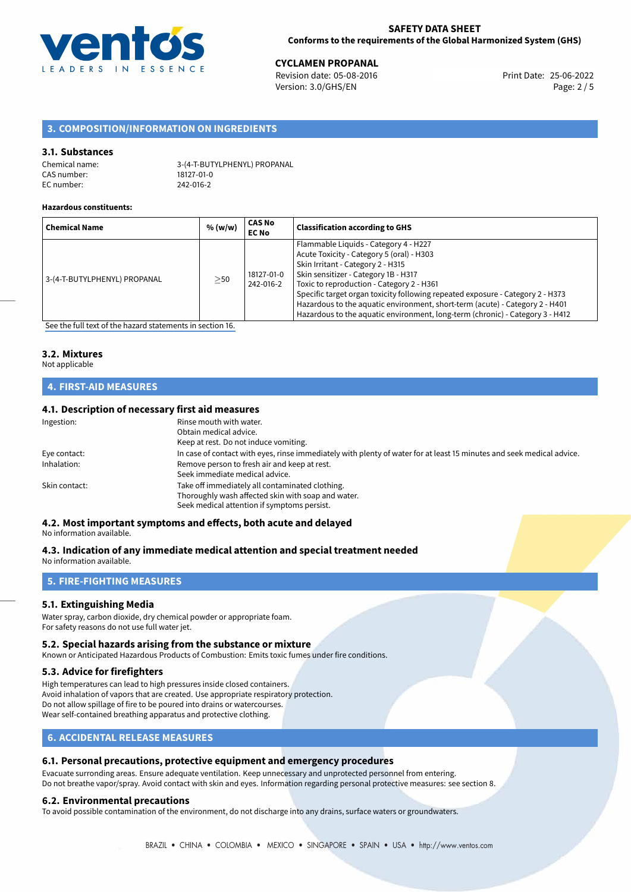## 3. COMPOSITION/INFORMATION ON INGREDIENTS

### 3.1. Substances

Chemical name: 3-(4-T-BUTYLPHENYL) PROPANAL
CAS number: 18127-01-0
EC number: 242-016-2

**Hazardous constituents:**

| Chemical Name | % (w/w) | CAS No EC No | Classification according to GHS |
|---|---|---|---|
| 3-(4-T-BUTYLPHENYL) PROPANAL | ≥50 | 18127-01-0 242-016-2 | Flammable Liquids - Category 4 - H227<br>Acute Toxicity - Category 5 (oral) - H303<br>Skin Irritant - Category 2 - H315<br>Skin sensitizer - Category 1B - H317<br>Toxic to reproduction - Category 2 - H361<br>Specific target organ toxicity following repeated exposure - Category 2 - H373<br>Hazardous to the aquatic environment, short-term (acute) - Category 2 - H401<br>Hazardous to the aquatic environment, long-term (chronic) - Category 3 - H412 |

See the full text of the hazard statements in section 16.

### 3.2. Mixtures

Not applicable

## 4. FIRST-AID MEASURES

### 4.1. Description of necessary first aid measures

Ingestion: Rinse mouth with water.
Obtain medical advice.
Keep at rest. Do not induce vomiting.

Eye contact: In case of contact with eyes, rinse immediately with plenty of water for at least 15 minutes and seek medical advice.

Inhalation: Remove person to fresh air and keep at rest.
Seek immediate medical advice.

Skin contact: Take off immediately all contaminated clothing.
Thoroughly wash affected skin with soap and water.
Seek medical attention if symptoms persist.

### 4.2. Most important symptoms and effects, both acute and delayed

No information available.

### 4.3. Indication of any immediate medical attention and special treatment needed

No information available.

## 5. FIRE-FIGHTING MEASURES

### 5.1. Extinguishing Media

Water spray, carbon dioxide, dry chemical powder or appropriate foam.
For safety reasons do not use full water jet.

### 5.2. Special hazards arising from the substance or mixture

Known or Anticipated Hazardous Products of Combustion: Emits toxic fumes under fire conditions.

### 5.3. Advice for firefighters

High temperatures can lead to high pressures inside closed containers.
Avoid inhalation of vapors that are created. Use appropriate respiratory protection.
Do not allow spillage of fire to be poured into drains or watercourses.
Wear self-contained breathing apparatus and protective clothing.

## 6. ACCIDENTAL RELEASE MEASURES

### 6.1. Personal precautions, protective equipment and emergency procedures

Evacuate surronding areas. Ensure adequate ventilation. Keep unnecessary and unprotected personnel from entering.
Do not breathe vapor/spray. Avoid contact with skin and eyes. Information regarding personal protective measures: see section 8.

### 6.2. Environmental precautions

To avoid possible contamination of the environment, do not discharge into any drains, surface waters or groundwaters.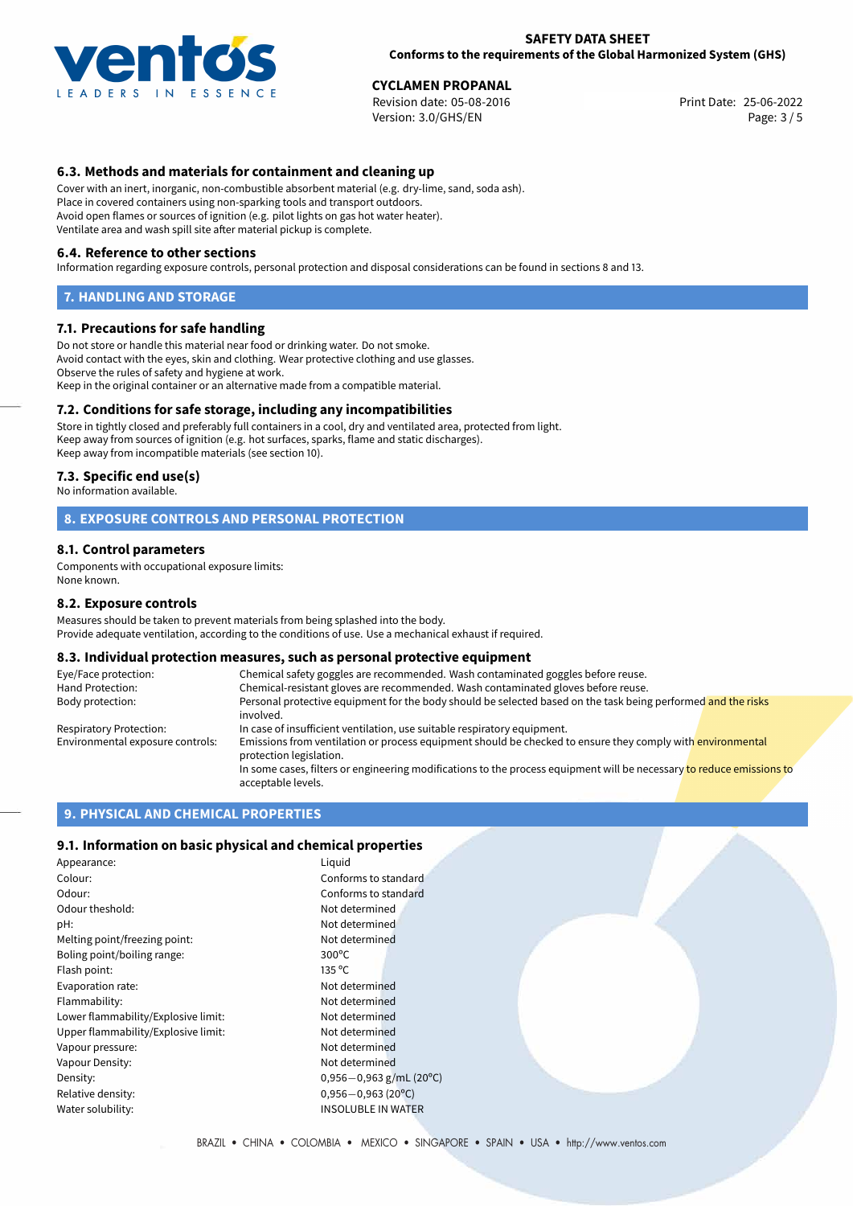### 6.3. Methods and materials for containment and cleaning up

Cover with an inert, inorganic, non-combustible absorbent material (e.g. dry-lime, sand, soda ash).
Place in covered containers using non-sparking tools and transport outdoors.
Avoid open flames or sources of ignition (e.g. pilot lights on gas hot water heater).
Ventilate area and wash spill site after material pickup is complete.

### 6.4. Reference to other sections

Information regarding exposure controls, personal protection and disposal considerations can be found in sections 8 and 13.

## 7. HANDLING AND STORAGE

### 7.1. Precautions for safe handling

Do not store or handle this material near food or drinking water. Do not smoke.
Avoid contact with the eyes, skin and clothing. Wear protective clothing and use glasses.
Observe the rules of safety and hygiene at work.
Keep in the original container or an alternative made from a compatible material.

### 7.2. Conditions for safe storage, including any incompatibilities

Store in tightly closed and preferably full containers in a cool, dry and ventilated area, protected from light.
Keep away from sources of ignition (e.g. hot surfaces, sparks, flame and static discharges).
Keep away from incompatible materials (see section 10).

### 7.3. Specific end use(s)

No information available.

## 8. EXPOSURE CONTROLS AND PERSONAL PROTECTION

### 8.1. Control parameters

Components with occupational exposure limits:
None known.

### 8.2. Exposure controls

Measures should be taken to prevent materials from being splashed into the body.
Provide adequate ventilation, according to the conditions of use. Use a mechanical exhaust if required.

### 8.3. Individual protection measures, such as personal protective equipment

| | |
|---|---|
| Eye/Face protection: | Chemical safety goggles are recommended. Wash contaminated goggles before reuse. |
| Hand Protection: | Chemical-resistant gloves are recommended. Wash contaminated gloves before reuse. |
| Body protection: | Personal protective equipment for the body should be selected based on the task being performed and the risks involved. |
| Respiratory Protection: | In case of insufficient ventilation, use suitable respiratory equipment. |
| Environmental exposure controls: | Emissions from ventilation or process equipment should be checked to ensure they comply with environmental protection legislation. In some cases, filters or engineering modifications to the process equipment will be necessary to reduce emissions to acceptable levels. |

## 9. PHYSICAL AND CHEMICAL PROPERTIES

### 9.1. Information on basic physical and chemical properties

| | |
|---|---|
| Appearance: | Liquid |
| Colour: | Conforms to standard |
| Odour: | Conforms to standard |
| Odour theshold: | Not determined |
| pH: | Not determined |
| Melting point/freezing point: | Not determined |
| Boling point/boiling range: | 300°C |
| Flash point: | 135 °C |
| Evaporation rate: | Not determined |
| Flammability: | Not determined |
| Lower flammability/Explosive limit: | Not determined |
| Upper flammability/Explosive limit: | Not determined |
| Vapour pressure: | Not determined |
| Vapour Density: | Not determined |
| Density: | 0,956−0,963 g/mL (20°C) |
| Relative density: | 0,956−0,963 (20°C) |
| Water solubility: | INSOLUBLE IN WATER |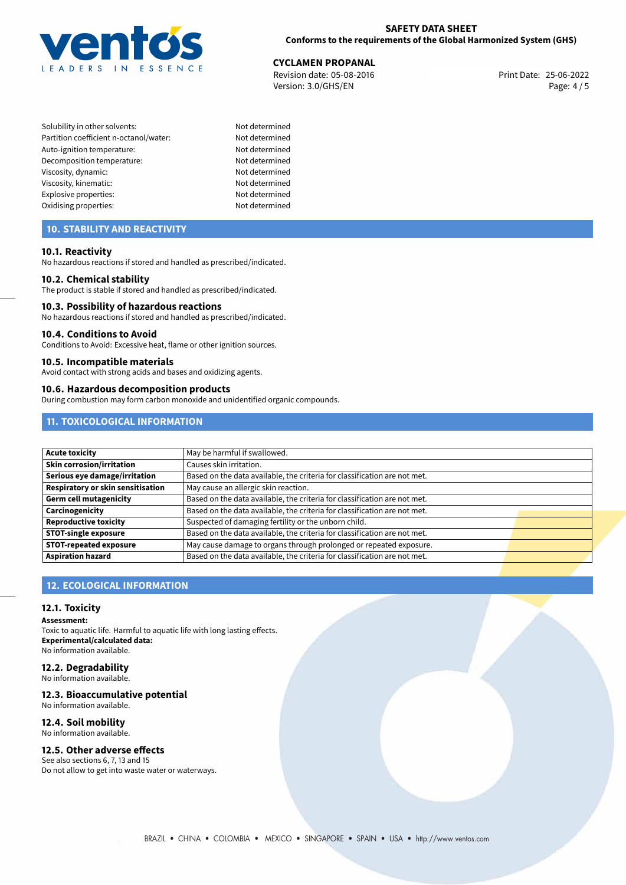| | |
|---|---|
| Solubility in other solvents: | Not determined |
| Partition coefficient n-octanol/water: | Not determined |
| Auto-ignition temperature: | Not determined |
| Decomposition temperature: | Not determined |
| Viscosity, dynamic: | Not determined |
| Viscosity, kinematic: | Not determined |
| Explosive properties: | Not determined |
| Oxidising properties: | Not determined |

## 10. STABILITY AND REACTIVITY

### 10.1. Reactivity

No hazardous reactions if stored and handled as prescribed/indicated.

### 10.2. Chemical stability

The product is stable if stored and handled as prescribed/indicated.

### 10.3. Possibility of hazardous reactions

No hazardous reactions if stored and handled as prescribed/indicated.

### 10.4. Conditions to Avoid

Conditions to Avoid: Excessive heat, flame or other ignition sources.

### 10.5. Incompatible materials

Avoid contact with strong acids and bases and oxidizing agents.

### 10.6. Hazardous decomposition products

During combustion may form carbon monoxide and unidentified organic compounds.

## 11. TOXICOLOGICAL INFORMATION

| | |
|---|---|
| **Acute toxicity** | May be harmful if swallowed. |
| **Skin corrosion/irritation** | Causes skin irritation. |
| **Serious eye damage/irritation** | Based on the data available, the criteria for classification are not met. |
| **Respiratory or skin sensitisation** | May cause an allergic skin reaction. |
| **Germ cell mutagenicity** | Based on the data available, the criteria for classification are not met. |
| **Carcinogenicity** | Based on the data available, the criteria for classification are not met. |
| **Reproductive toxicity** | Suspected of damaging fertility or the unborn child. |
| **STOT-single exposure** | Based on the data available, the criteria for classification are not met. |
| **STOT-repeated exposure** | May cause damage to organs through prolonged or repeated exposure. |
| **Aspiration hazard** | Based on the data available, the criteria for classification are not met. |

## 12. ECOLOGICAL INFORMATION

### 12.1. Toxicity

**Assessment:**
Toxic to aquatic life. Harmful to aquatic life with long lasting effects.
**Experimental/calculated data:**
No information available.

### 12.2. Degradability

No information available.

### 12.3. Bioaccumulative potential

No information available.

### 12.4. Soil mobility

No information available.

### 12.5. Other adverse effects

See also sections 6, 7, 13 and 15
Do not allow to get into waste water or waterways.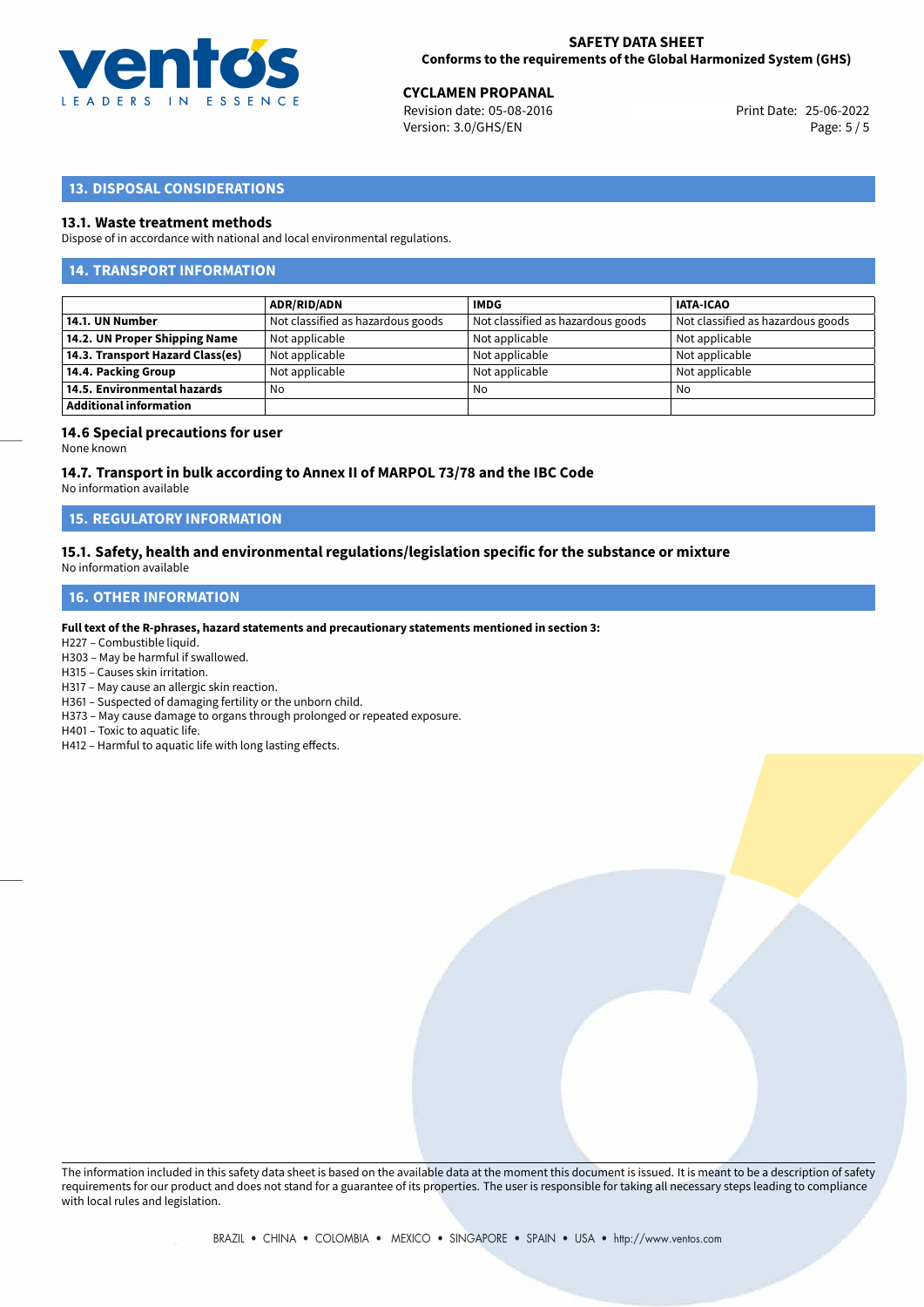## 13. DISPOSAL CONSIDERATIONS

### 13.1. Waste treatment methods

Dispose of in accordance with national and local environmental regulations.

## 14. TRANSPORT INFORMATION

| | ADR/RID/ADN | IMDG | IATA-ICAO |
|---|---|---|---|
| **14.1. UN Number** | Not classified as hazardous goods | Not classified as hazardous goods | Not classified as hazardous goods |
| **14.2. UN Proper Shipping Name** | Not applicable | Not applicable | Not applicable |
| **14.3. Transport Hazard Class(es)** | Not applicable | Not applicable | Not applicable |
| **14.4. Packing Group** | Not applicable | Not applicable | Not applicable |
| **14.5. Environmental hazards** | No | No | No |
| **Additional information** | | | |

### 14.6 Special precautions for user

None known

### 14.7. Transport in bulk according to Annex II of MARPOL 73/78 and the IBC Code

No information available

## 15. REGULATORY INFORMATION

### 15.1. Safety, health and environmental regulations/legislation specific for the substance or mixture

No information available

## 16. OTHER INFORMATION

**Full text of the R-phrases, hazard statements and precautionary statements mentioned in section 3:**

H227 – Combustible liquid.
H303 – May be harmful if swallowed.
H315 – Causes skin irritation.
H317 – May cause an allergic skin reaction.
H361 – Suspected of damaging fertility or the unborn child.
H373 – May cause damage to organs through prolonged or repeated exposure.
H401 – Toxic to aquatic life.
H412 – Harmful to aquatic life with long lasting effects.

The information included in this safety data sheet is based on the available data at the moment this document is issued. It is meant to be a description of safety requirements for our product and does not stand for a guarantee of its properties. The user is responsible for taking all necessary steps leading to compliance with local rules and legislation.